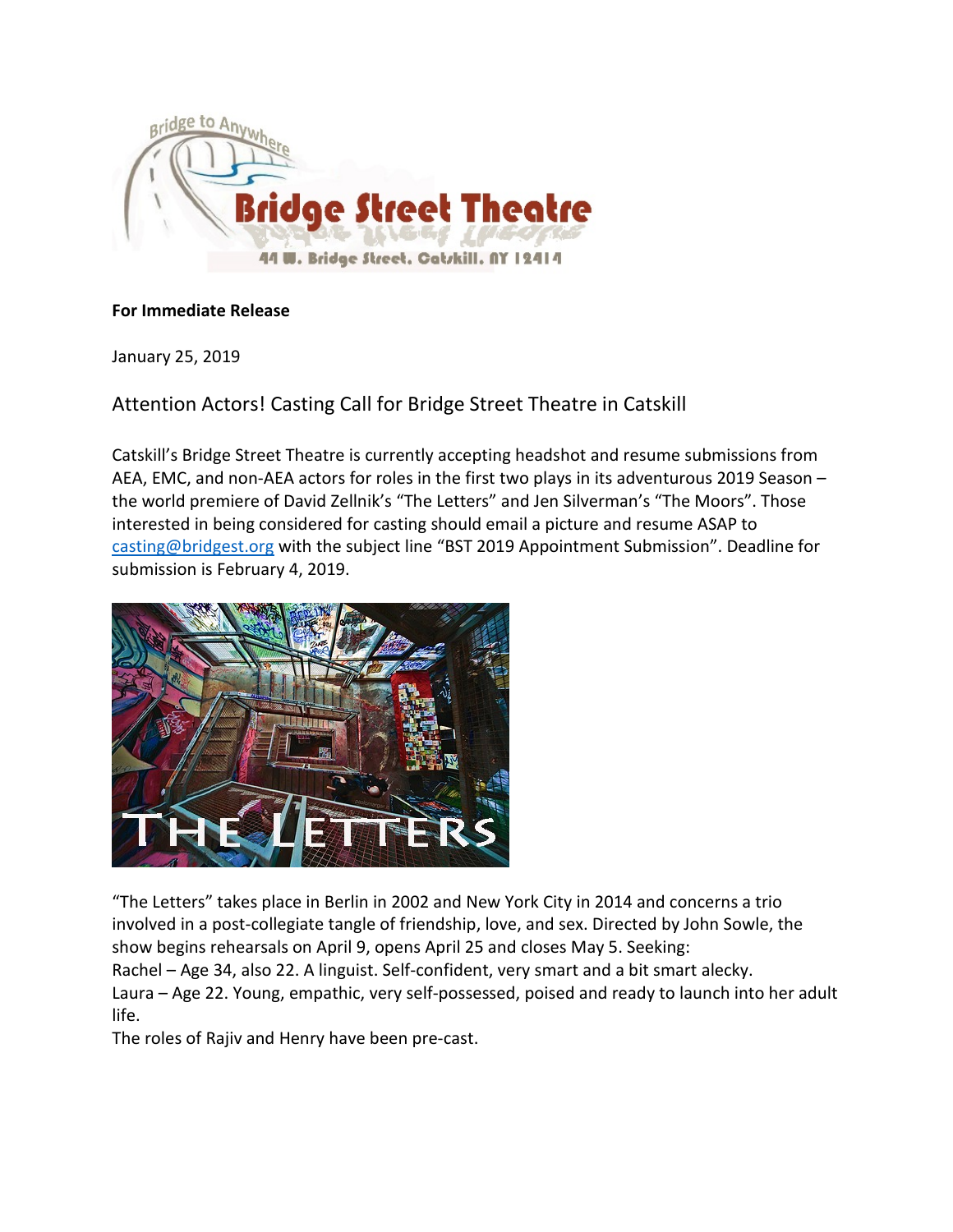Bridge to Anywhere

Bridge Street Theatre

44 W. Bridge Street. Catskill. NY 12414

**For Immediate Release**

January 25, 2019

## Attention Actors! Casting Call for Bridge Street Theatre in Catskill

Catskill's Bridge Street Theatre is currently accepting headshot and resume submissions from AEA, EMC, and non-AEA actors for roles in the first two plays in its adventurous 2019 Season – the world premiere of David Zellnik's "The Letters" and Jen Silverman's "The Moors". Those interested in being considered for casting should email a picture and resume ASAP to casting@bridgest.org with the subject line "BST 2019 Appointment Submission". Deadline for submission is February 4, 2019.

THE LETTERS

"The Letters" takes place in Berlin in 2002 and New York City in 2014 and concerns a trio involved in a post-collegiate tangle of friendship, love, and sex. Directed by John Sowle, the show begins rehearsals on April 9, opens April 25 and closes May 5. Seeking:
Rachel – Age 34, also 22. A linguist. Self-confident, very smart and a bit smart alecky.
Laura – Age 22. Young, empathic, very self-possessed, poised and ready to launch into her adult life.
The roles of Rajiv and Henry have been pre-cast.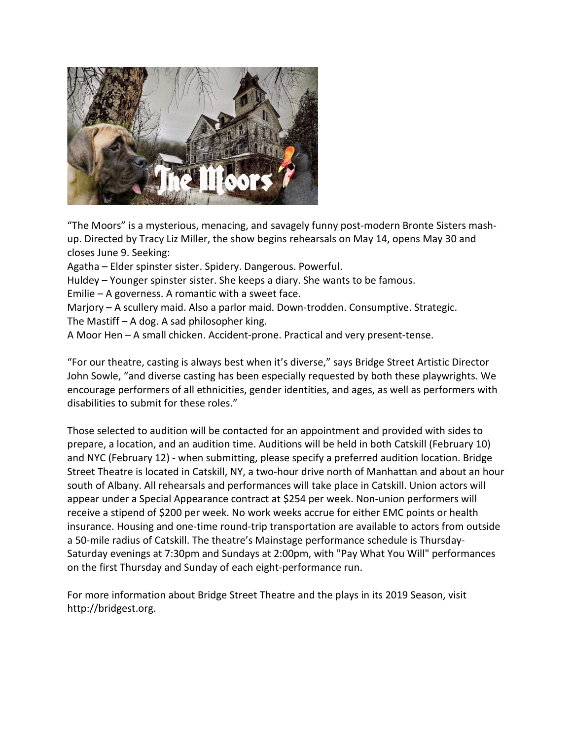"The Moors" is a mysterious, menacing, and savagely funny post-modern Bronte Sisters mash-up. Directed by Tracy Liz Miller, the show begins rehearsals on May 14, opens May 30 and closes June 9. Seeking:

Agatha – Elder spinster sister. Spidery. Dangerous. Powerful.
Huldey – Younger spinster sister. She keeps a diary. She wants to be famous.
Emilie – A governess. A romantic with a sweet face.
Marjory – A scullery maid. Also a parlor maid. Down-trodden. Consumptive. Strategic.
The Mastiff – A dog. A sad philosopher king.
A Moor Hen – A small chicken. Accident-prone. Practical and very present-tense.

"For our theatre, casting is always best when it's diverse," says Bridge Street Artistic Director John Sowle, "and diverse casting has been especially requested by both these playwrights. We encourage performers of all ethnicities, gender identities, and ages, as well as performers with disabilities to submit for these roles."

Those selected to audition will be contacted for an appointment and provided with sides to prepare, a location, and an audition time. Auditions will be held in both Catskill (February 10) and NYC (February 12) - when submitting, please specify a preferred audition location. Bridge Street Theatre is located in Catskill, NY, a two-hour drive north of Manhattan and about an hour south of Albany. All rehearsals and performances will take place in Catskill. Union actors will appear under a Special Appearance contract at $254 per week. Non-union performers will receive a stipend of $200 per week. No work weeks accrue for either EMC points or health insurance. Housing and one-time round-trip transportation are available to actors from outside a 50-mile radius of Catskill. The theatre's Mainstage performance schedule is Thursday-Saturday evenings at 7:30pm and Sundays at 2:00pm, with "Pay What You Will" performances on the first Thursday and Sunday of each eight-performance run.

For more information about Bridge Street Theatre and the plays in its 2019 Season, visit http://bridgest.org.